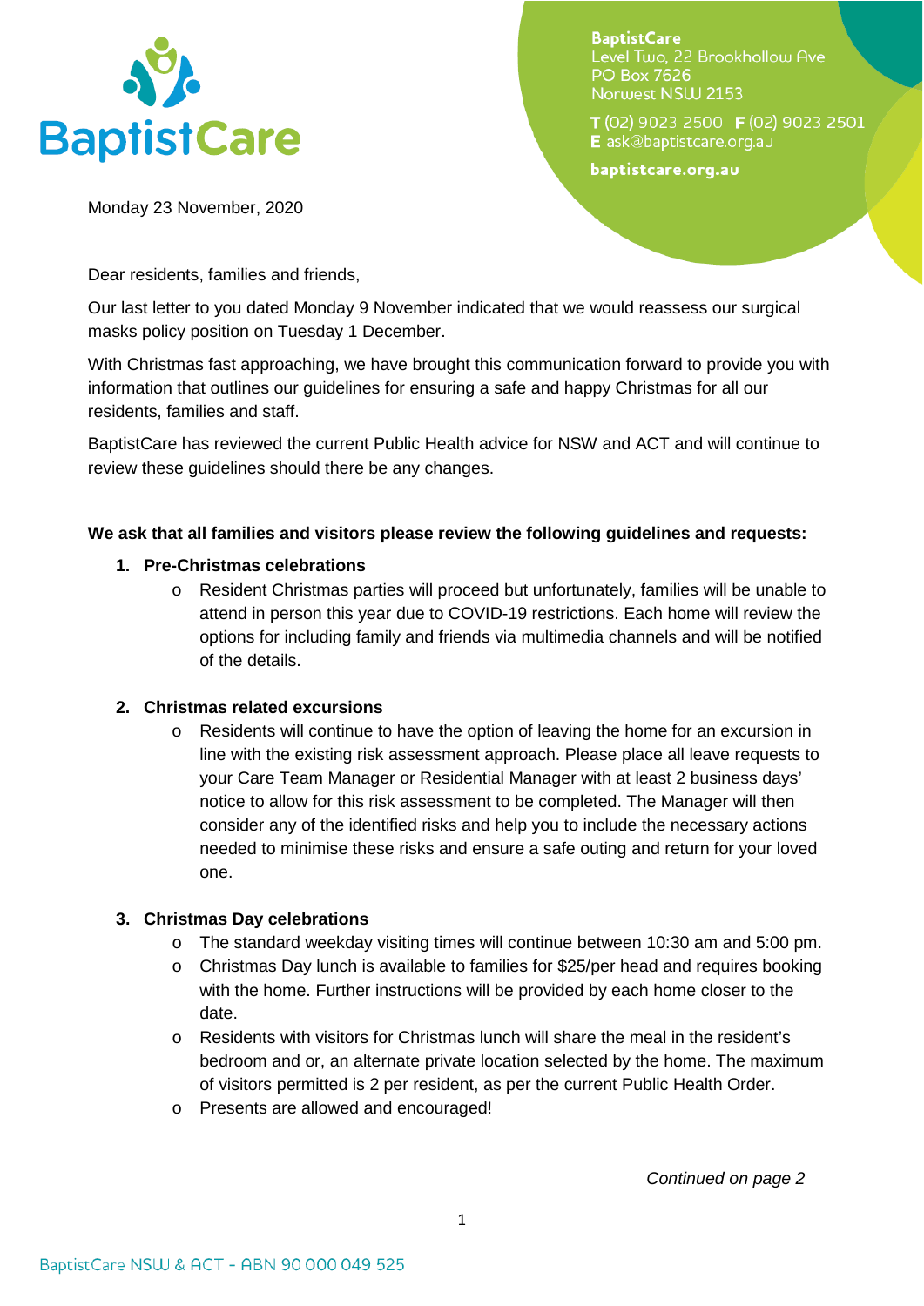BaptistCare
Level Two, 22 Brookhollow Ave
PO Box 7626
Norwest NSW 2153

T (02) 9023 2500 F (02) 9023 2501
E ask@baptistcare.org.au

baptistcare.org.au

Monday 23 November, 2020

Dear residents, families and friends,

Our last letter to you dated Monday 9 November indicated that we would reassess our surgical masks policy position on Tuesday 1 December.

With Christmas fast approaching, we have brought this communication forward to provide you with information that outlines our guidelines for ensuring a safe and happy Christmas for all our residents, families and staff.

BaptistCare has reviewed the current Public Health advice for NSW and ACT and will continue to review these guidelines should there be any changes.

**We ask that all families and visitors please review the following guidelines and requests:**

1. **Pre-Christmas celebrations**
   - Resident Christmas parties will proceed but unfortunately, families will be unable to attend in person this year due to COVID-19 restrictions. Each home will review the options for including family and friends via multimedia channels and will be notified of the details.
2. **Christmas related excursions**
   - Residents will continue to have the option of leaving the home for an excursion in line with the existing risk assessment approach. Please place all leave requests to your Care Team Manager or Residential Manager with at least 2 business days' notice to allow for this risk assessment to be completed. The Manager will then consider any of the identified risks and help you to include the necessary actions needed to minimise these risks and ensure a safe outing and return for your loved one.
3. **Christmas Day celebrations**
   - The standard weekday visiting times will continue between 10:30 am and 5:00 pm.
   - Christmas Day lunch is available to families for $25/per head and requires booking with the home. Further instructions will be provided by each home closer to the date.
   - Residents with visitors for Christmas lunch will share the meal in the resident's bedroom and or, an alternate private location selected by the home. The maximum of visitors permitted is 2 per resident, as per the current Public Health Order.
   - Presents are allowed and encouraged!

*Continued on page 2*

BaptistCare NSW & ACT - ABN 90 000 049 525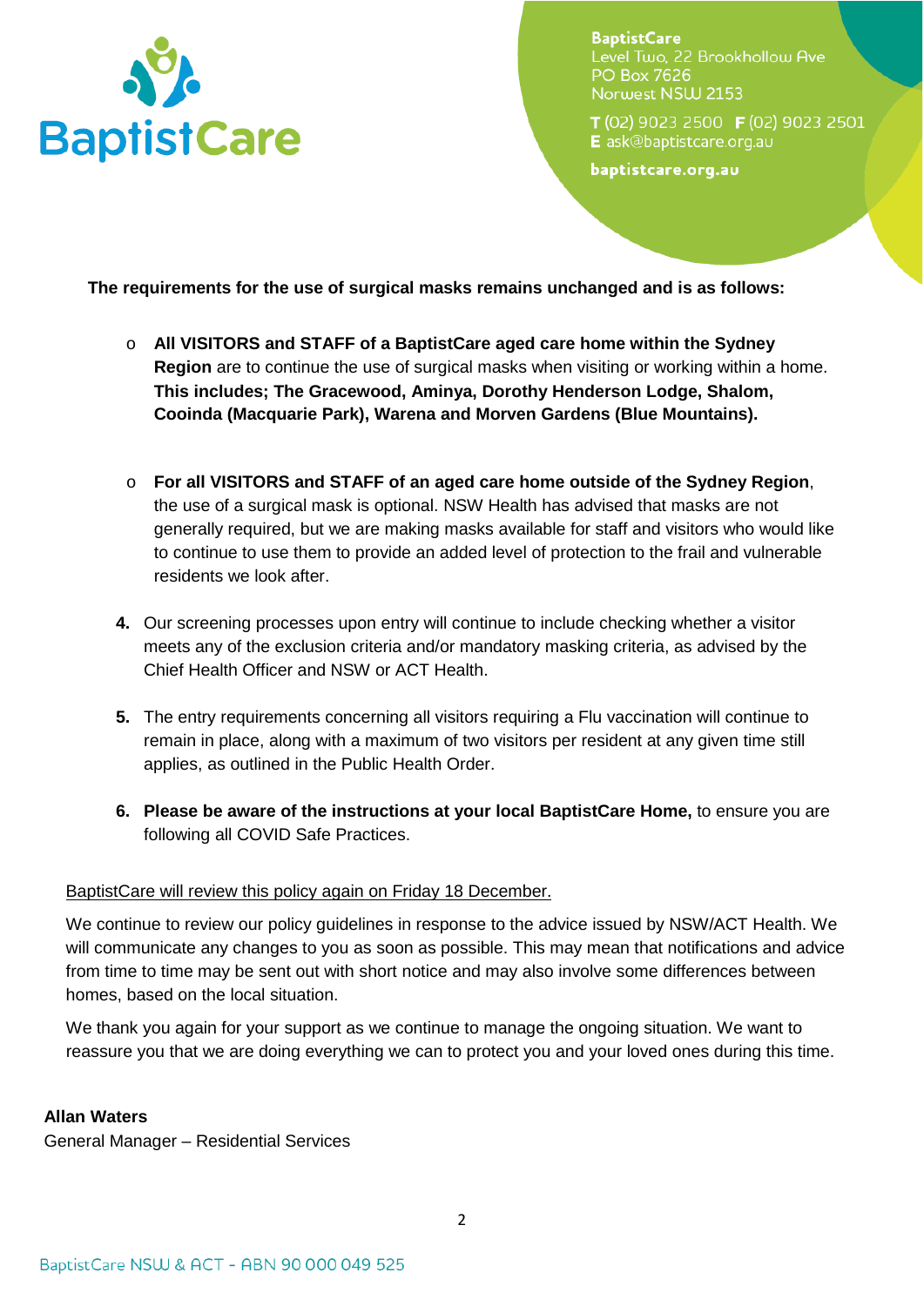**The requirements for the use of surgical masks remains unchanged and is as follows:**

- **All VISITORS and STAFF of a BaptistCare aged care home within the Sydney Region** are to continue the use of surgical masks when visiting or working within a home. **This includes; The Gracewood, Aminya, Dorothy Henderson Lodge, Shalom, Cooinda (Macquarie Park), Warena and Morven Gardens (Blue Mountains).**

- **For all VISITORS and STAFF of an aged care home outside of the Sydney Region**, the use of a surgical mask is optional. NSW Health has advised that masks are not generally required, but we are making masks available for staff and visitors who would like to continue to use them to provide an added level of protection to the frail and vulnerable residents we look after.

4. Our screening processes upon entry will continue to include checking whether a visitor meets any of the exclusion criteria and/or mandatory masking criteria, as advised by the Chief Health Officer and NSW or ACT Health.

5. The entry requirements concerning all visitors requiring a Flu vaccination will continue to remain in place, along with a maximum of two visitors per resident at any given time still applies, as outlined in the Public Health Order.

6. **Please be aware of the instructions at your local BaptistCare Home,** to ensure you are following all COVID Safe Practices.

BaptistCare will review this policy again on Friday 18 December.

We continue to review our policy guidelines in response to the advice issued by NSW/ACT Health. We will communicate any changes to you as soon as possible. This may mean that notifications and advice from time to time may be sent out with short notice and may also involve some differences between homes, based on the local situation.

We thank you again for your support as we continue to manage the ongoing situation. We want to reassure you that we are doing everything we can to protect you and your loved ones during this time.

**Allan Waters**
General Manager – Residential Services